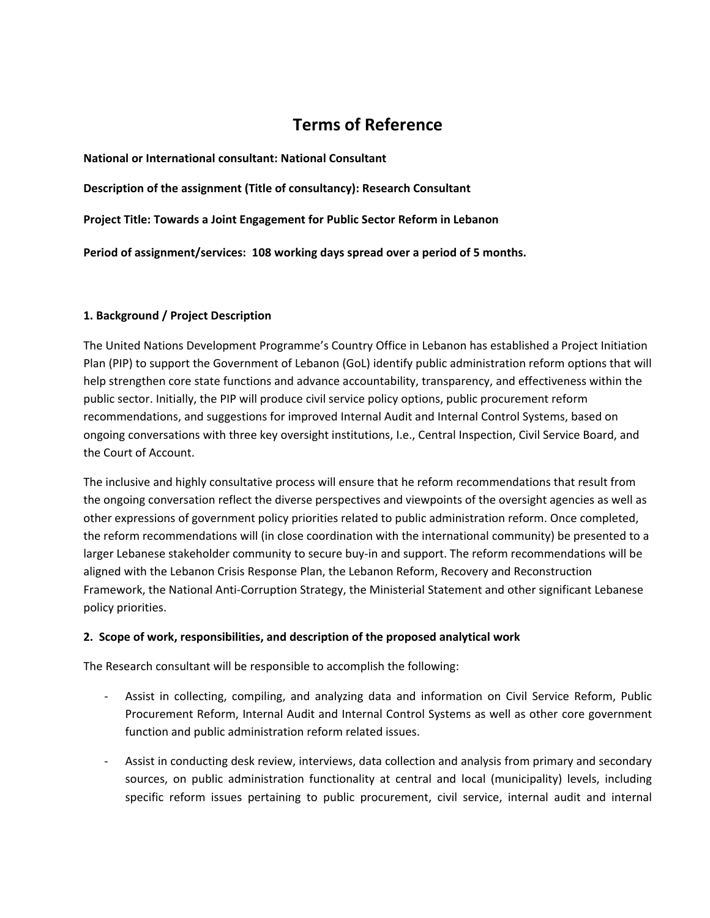# Terms of Reference

**National or International consultant: National Consultant**

**Description of the assignment (Title of consultancy): Research Consultant**

**Project Title: Towards a Joint Engagement for Public Sector Reform in Lebanon**

**Period of assignment/services: 108 working days spread over a period of 5 months.**

## 1. Background / Project Description

The United Nations Development Programme's Country Office in Lebanon has established a Project Initiation Plan (PIP) to support the Government of Lebanon (GoL) identify public administration reform options that will help strengthen core state functions and advance accountability, transparency, and effectiveness within the public sector. Initially, the PIP will produce civil service policy options, public procurement reform recommendations, and suggestions for improved Internal Audit and Internal Control Systems, based on ongoing conversations with three key oversight institutions, I.e., Central Inspection, Civil Service Board, and the Court of Account.

The inclusive and highly consultative process will ensure that he reform recommendations that result from the ongoing conversation reflect the diverse perspectives and viewpoints of the oversight agencies as well as other expressions of government policy priorities related to public administration reform. Once completed, the reform recommendations will (in close coordination with the international community) be presented to a larger Lebanese stakeholder community to secure buy-in and support. The reform recommendations will be aligned with the Lebanon Crisis Response Plan, the Lebanon Reform, Recovery and Reconstruction Framework, the National Anti-Corruption Strategy, the Ministerial Statement and other significant Lebanese policy priorities.

## 2. Scope of work, responsibilities, and description of the proposed analytical work

The Research consultant will be responsible to accomplish the following:

- Assist in collecting, compiling, and analyzing data and information on Civil Service Reform, Public Procurement Reform, Internal Audit and Internal Control Systems as well as other core government function and public administration reform related issues.
- Assist in conducting desk review, interviews, data collection and analysis from primary and secondary sources, on public administration functionality at central and local (municipality) levels, including specific reform issues pertaining to public procurement, civil service, internal audit and internal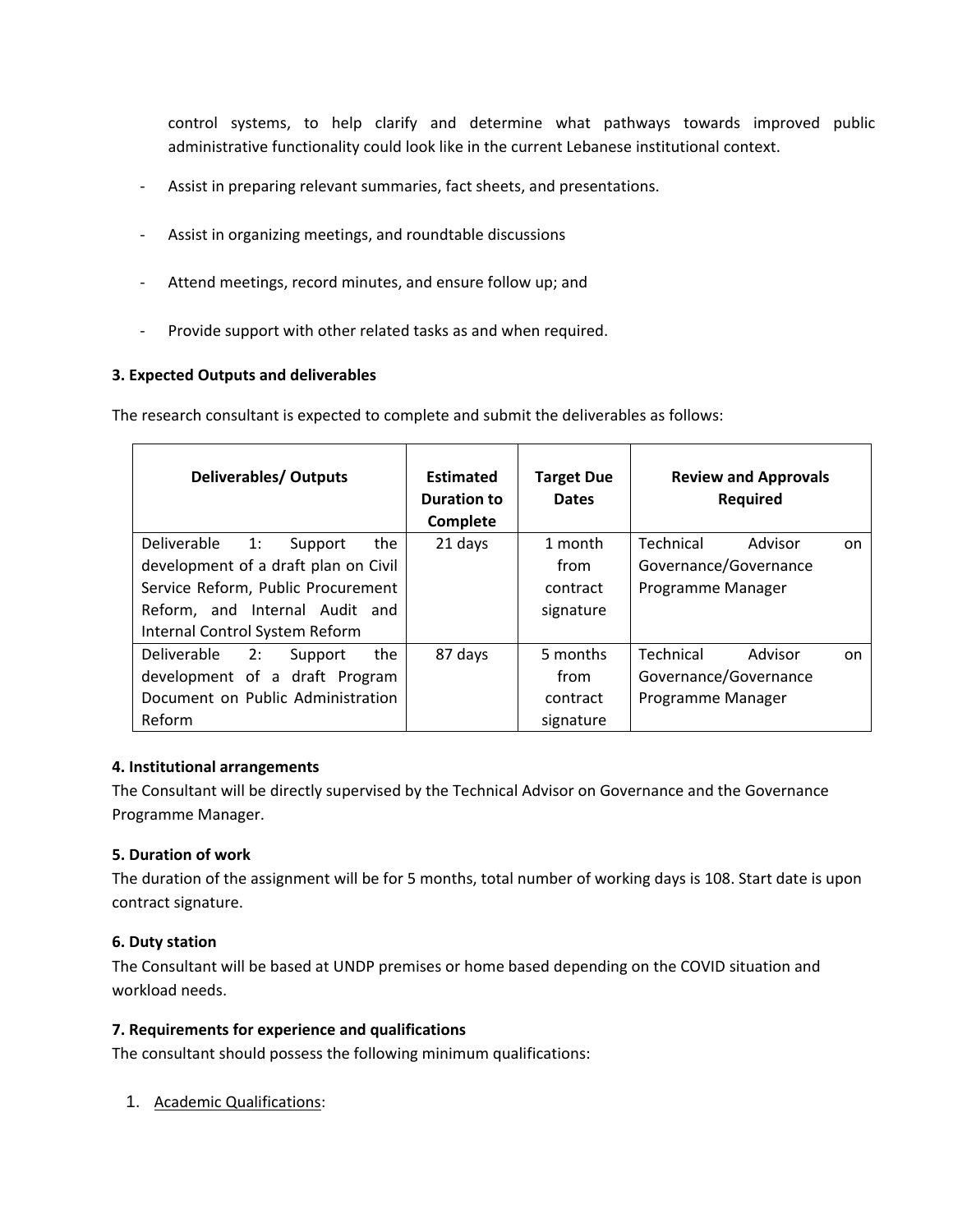control systems, to help clarify and determine what pathways towards improved public administrative functionality could look like in the current Lebanese institutional context.

- Assist in preparing relevant summaries, fact sheets, and presentations.
- Assist in organizing meetings, and roundtable discussions
- Attend meetings, record minutes, and ensure follow up; and
- Provide support with other related tasks as and when required.

**3. Expected Outputs and deliverables**

The research consultant is expected to complete and submit the deliverables as follows:

| Deliverables/ Outputs | Estimated Duration to Complete | Target Due Dates | Review and Approvals Required |
|---|---|---|---|
| Deliverable 1: Support the development of a draft plan on Civil Service Reform, Public Procurement Reform, and Internal Audit and Internal Control System Reform | 21 days | 1 month from contract signature | Technical Advisor on Governance/Governance Programme Manager |
| Deliverable 2: Support the development of a draft Program Document on Public Administration Reform | 87 days | 5 months from contract signature | Technical Advisor on Governance/Governance Programme Manager |

**4. Institutional arrangements**

The Consultant will be directly supervised by the Technical Advisor on Governance and the Governance Programme Manager.

**5. Duration of work**

The duration of the assignment will be for 5 months, total number of working days is 108. Start date is upon contract signature.

**6. Duty station**

The Consultant will be based at UNDP premises or home based depending on the COVID situation and workload needs.

**7. Requirements for experience and qualifications**

The consultant should possess the following minimum qualifications:

1. Academic Qualifications: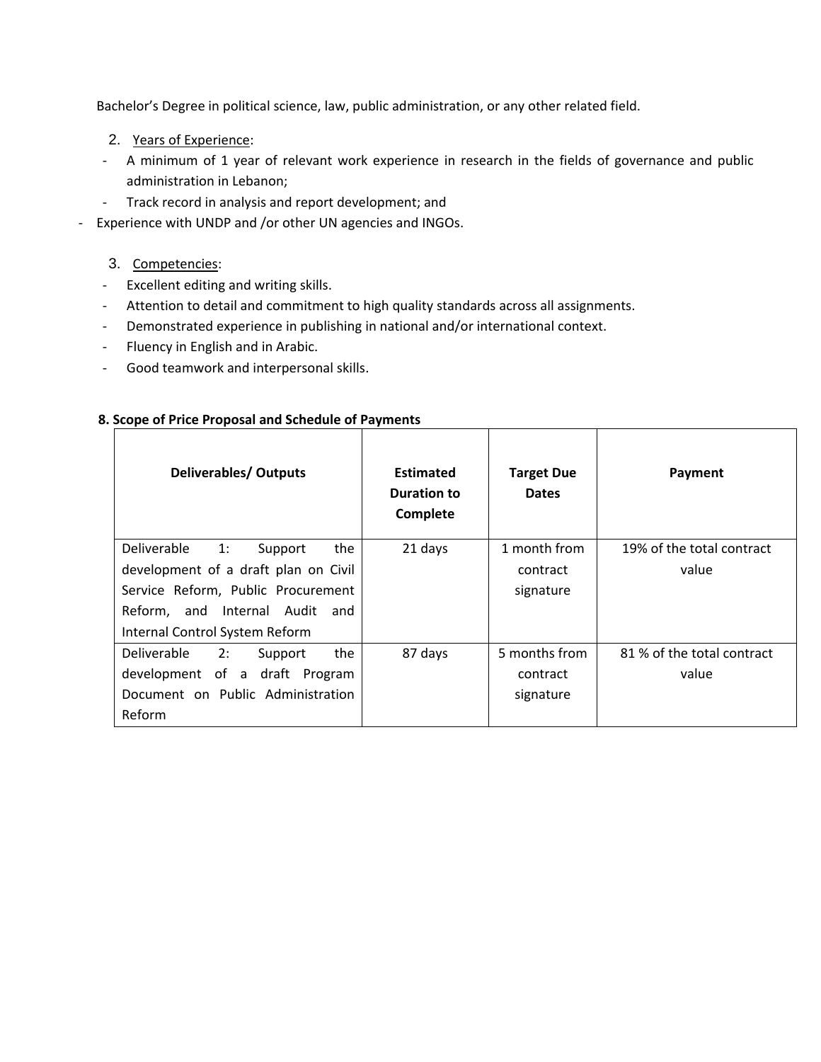Bachelor's Degree in political science, law, public administration, or any other related field.

2. Years of Experience:

- A minimum of 1 year of relevant work experience in research in the fields of governance and public administration in Lebanon;
- Track record in analysis and report development; and
- Experience with UNDP and /or other UN agencies and INGOs.

3. Competencies:

- Excellent editing and writing skills.
- Attention to detail and commitment to high quality standards across all assignments.
- Demonstrated experience in publishing in national and/or international context.
- Fluency in English and in Arabic.
- Good teamwork and interpersonal skills.

**8. Scope of Price Proposal and Schedule of Payments**

| Deliverables/ Outputs | Estimated Duration to Complete | Target Due Dates | Payment |
|---|---|---|---|
| Deliverable 1: Support the development of a draft plan on Civil Service Reform, Public Procurement Reform, and Internal Audit and Internal Control System Reform | 21 days | 1 month from contract signature | 19% of the total contract value |
| Deliverable 2: Support the development of a draft Program Document on Public Administration Reform | 87 days | 5 months from contract signature | 81 % of the total contract value |